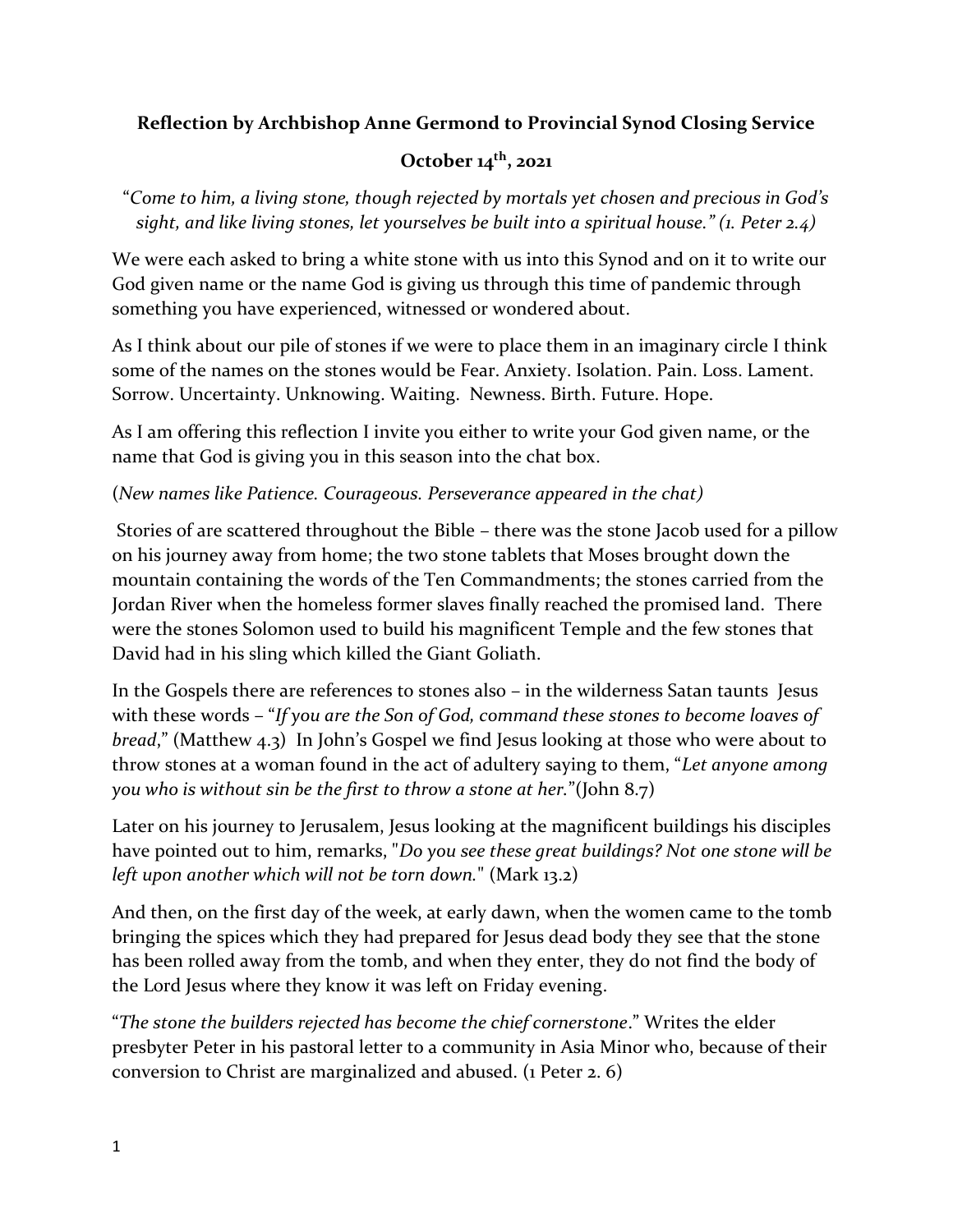**Reflection by Archbishop Anne Germond to Provincial Synod Closing Service**

**October 14th, 2021**

*"Come to him, a living stone, though rejected by mortals yet chosen and precious in God's sight, and like living stones, let yourselves be built into a spiritual house." (1. Peter 2.4)*

We were each asked to bring a white stone with us into this Synod and on it to write our God given name or the name God is giving us through this time of pandemic through something you have experienced, witnessed or wondered about.

As I think about our pile of stones if we were to place them in an imaginary circle I think some of the names on the stones would be Fear. Anxiety. Isolation. Pain. Loss. Lament. Sorrow. Uncertainty. Unknowing. Waiting. Newness. Birth. Future. Hope.

As I am offering this reflection I invite you either to write your God given name, or the name that God is giving you in this season into the chat box.

(*New names like Patience. Courageous. Perseverance appeared in the chat)*

Stories of are scattered throughout the Bible – there was the stone Jacob used for a pillow on his journey away from home; the two stone tablets that Moses brought down the mountain containing the words of the Ten Commandments; the stones carried from the Jordan River when the homeless former slaves finally reached the promised land. There were the stones Solomon used to build his magnificent Temple and the few stones that David had in his sling which killed the Giant Goliath.

In the Gospels there are references to stones also – in the wilderness Satan taunts Jesus with these words – "*If you are the Son of God, command these stones to become loaves of bread*," (Matthew 4.3) In John's Gospel we find Jesus looking at those who were about to throw stones at a woman found in the act of adultery saying to them, "*Let anyone among you who is without sin be the first to throw a stone at her.*"(John 8.7)

Later on his journey to Jerusalem, Jesus looking at the magnificent buildings his disciples have pointed out to him, remarks, "*Do you see these great buildings? Not one stone will be left upon another which will not be torn down.*" (Mark 13.2)

And then, on the first day of the week, at early dawn, when the women came to the tomb bringing the spices which they had prepared for Jesus dead body they see that the stone has been rolled away from the tomb, and when they enter, they do not find the body of the Lord Jesus where they know it was left on Friday evening.

"*The stone the builders rejected has become the chief cornerstone*." Writes the elder presbyter Peter in his pastoral letter to a community in Asia Minor who, because of their conversion to Christ are marginalized and abused. (1 Peter 2. 6)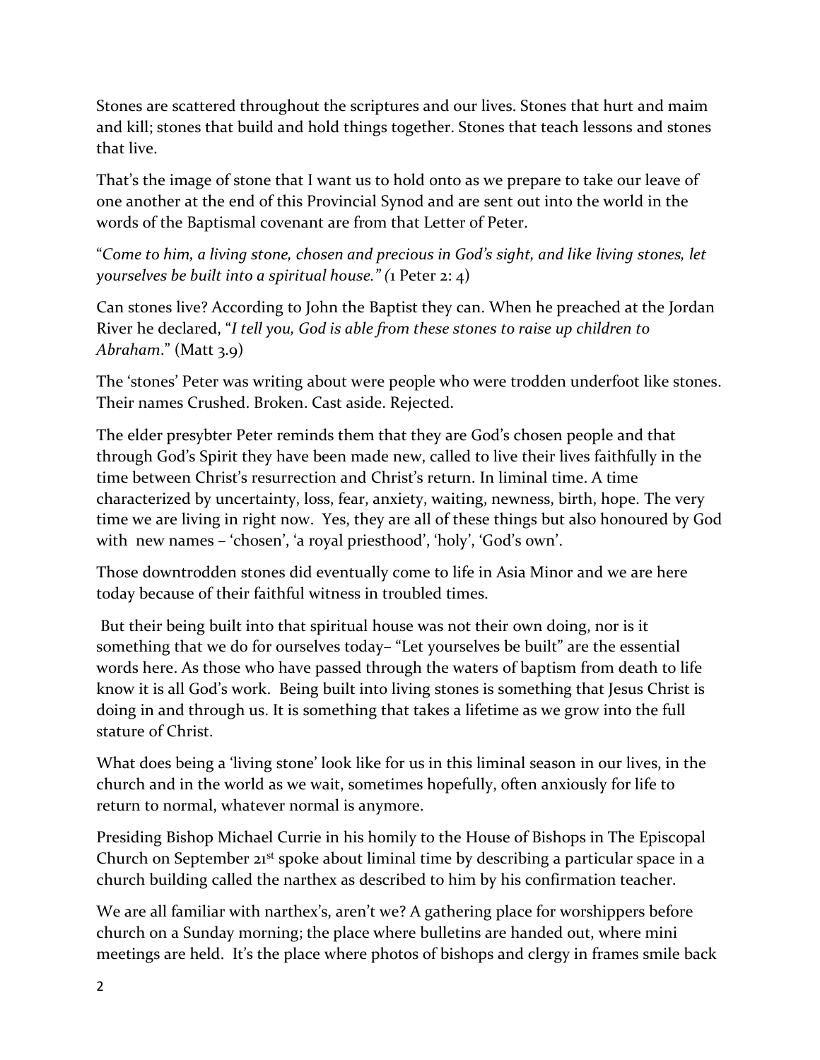Stones are scattered throughout the scriptures and our lives. Stones that hurt and maim and kill; stones that build and hold things together. Stones that teach lessons and stones that live.

That's the image of stone that I want us to hold onto as we prepare to take our leave of one another at the end of this Provincial Synod and are sent out into the world in the words of the Baptismal covenant are from that Letter of Peter.

"*Come to him, a living stone, chosen and precious in God's sight, and like living stones, let yourselves be built into a spiritual house." (*1 Peter 2: 4)

Can stones live? According to John the Baptist they can. When he preached at the Jordan River he declared, "*I tell you, God is able from these stones to raise up children to Abraham*." (Matt 3.9)

The 'stones' Peter was writing about were people who were trodden underfoot like stones. Their names Crushed. Broken. Cast aside. Rejected.

The elder presybter Peter reminds them that they are God's chosen people and that through God's Spirit they have been made new, called to live their lives faithfully in the time between Christ's resurrection and Christ's return. In liminal time. A time characterized by uncertainty, loss, fear, anxiety, waiting, newness, birth, hope. The very time we are living in right now. Yes, they are all of these things but also honoured by God with new names – 'chosen', 'a royal priesthood', 'holy', 'God's own'.

Those downtrodden stones did eventually come to life in Asia Minor and we are here today because of their faithful witness in troubled times.

But their being built into that spiritual house was not their own doing, nor is it something that we do for ourselves today– "Let yourselves be built" are the essential words here. As those who have passed through the waters of baptism from death to life know it is all God's work. Being built into living stones is something that Jesus Christ is doing in and through us. It is something that takes a lifetime as we grow into the full stature of Christ.

What does being a 'living stone' look like for us in this liminal season in our lives, in the church and in the world as we wait, sometimes hopefully, often anxiously for life to return to normal, whatever normal is anymore.

Presiding Bishop Michael Currie in his homily to the House of Bishops in The Episcopal Church on September 21st spoke about liminal time by describing a particular space in a church building called the narthex as described to him by his confirmation teacher.

We are all familiar with narthex's, aren't we? A gathering place for worshippers before church on a Sunday morning; the place where bulletins are handed out, where mini meetings are held. It's the place where photos of bishops and clergy in frames smile back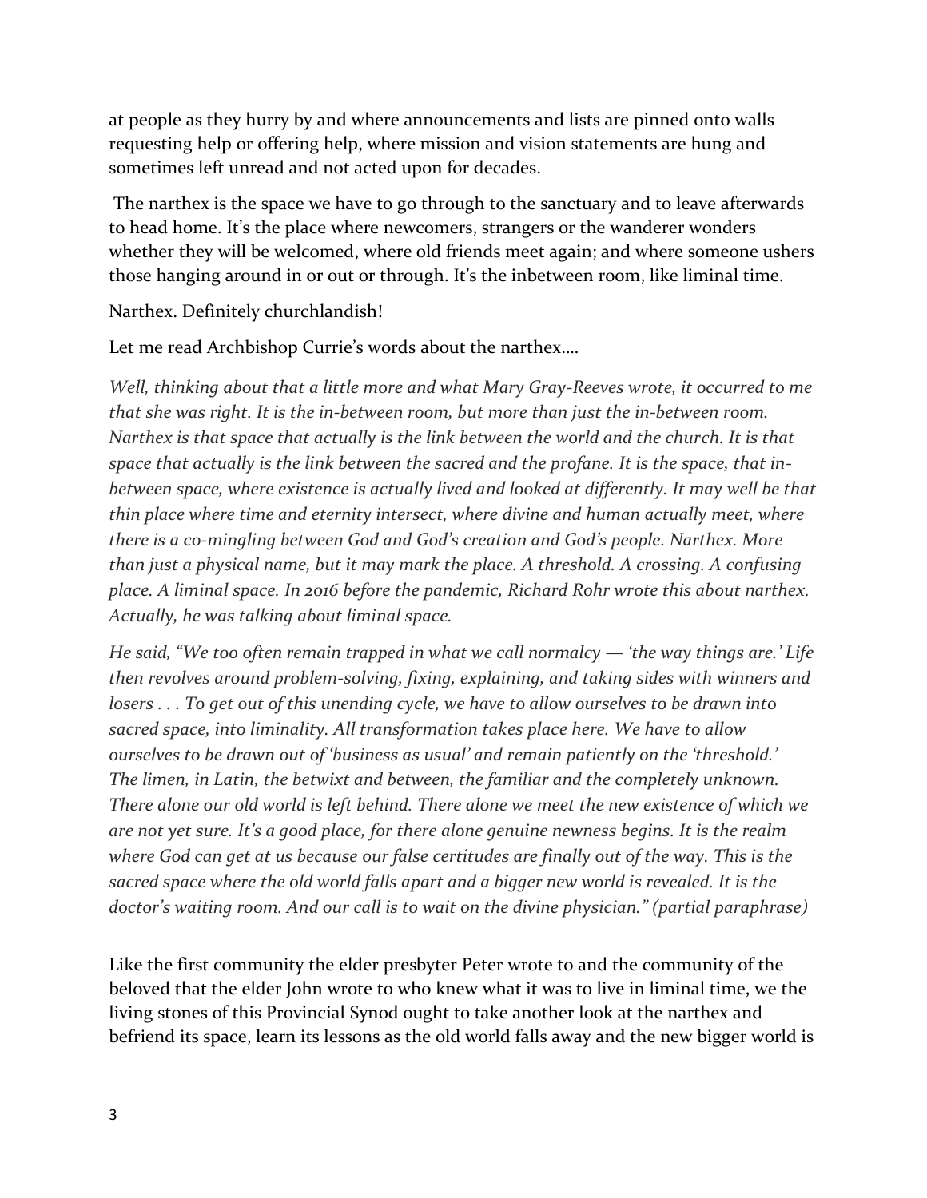at people as they hurry by and where announcements and lists are pinned onto walls requesting help or offering help, where mission and vision statements are hung and sometimes left unread and not acted upon for decades.

The narthex is the space we have to go through to the sanctuary and to leave afterwards to head home. It's the place where newcomers, strangers or the wanderer wonders whether they will be welcomed, where old friends meet again; and where someone ushers those hanging around in or out or through. It's the inbetween room, like liminal time.

Narthex. Definitely churchlandish!

Let me read Archbishop Currie's words about the narthex….

*Well, thinking about that a little more and what Mary Gray-Reeves wrote, it occurred to me that she was right. It is the in-between room, but more than just the in-between room. Narthex is that space that actually is the link between the world and the church. It is that space that actually is the link between the sacred and the profane. It is the space, that in-between space, where existence is actually lived and looked at differently. It may well be that thin place where time and eternity intersect, where divine and human actually meet, where there is a co-mingling between God and God's creation and God's people. Narthex. More than just a physical name, but it may mark the place. A threshold. A crossing. A confusing place. A liminal space. In 2016 before the pandemic, Richard Rohr wrote this about narthex. Actually, he was talking about liminal space.*

*He said, "We too often remain trapped in what we call normalcy — 'the way things are.' Life then revolves around problem-solving, fixing, explaining, and taking sides with winners and losers . . . To get out of this unending cycle, we have to allow ourselves to be drawn into sacred space, into liminality. All transformation takes place here. We have to allow ourselves to be drawn out of 'business as usual' and remain patiently on the 'threshold.' The limen, in Latin, the betwixt and between, the familiar and the completely unknown. There alone our old world is left behind. There alone we meet the new existence of which we are not yet sure. It's a good place, for there alone genuine newness begins. It is the realm where God can get at us because our false certitudes are finally out of the way. This is the sacred space where the old world falls apart and a bigger new world is revealed. It is the doctor's waiting room. And our call is to wait on the divine physician." (partial paraphrase)*

Like the first community the elder presbyter Peter wrote to and the community of the beloved that the elder John wrote to who knew what it was to live in liminal time, we the living stones of this Provincial Synod ought to take another look at the narthex and befriend its space, learn its lessons as the old world falls away and the new bigger world is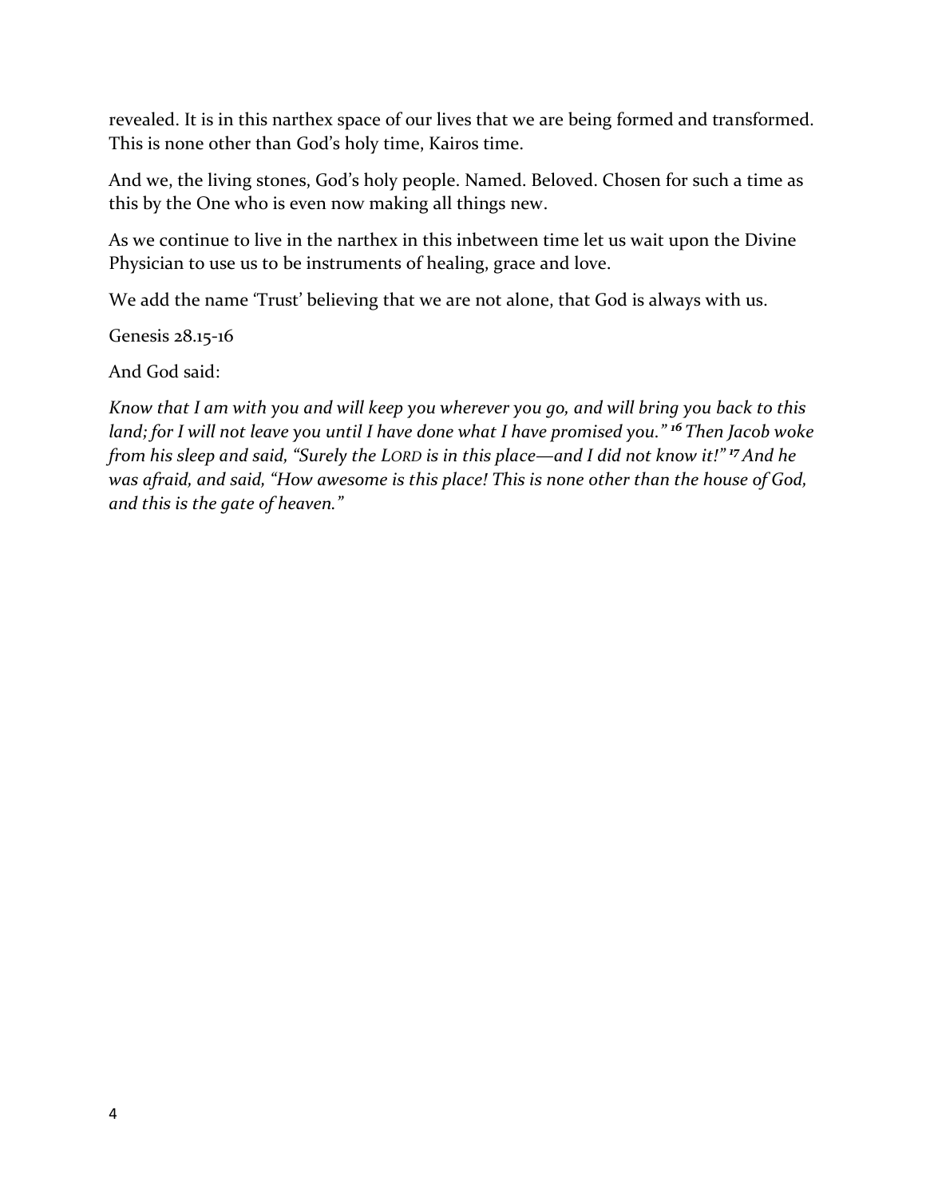revealed. It is in this narthex space of our lives that we are being formed and transformed. This is none other than God's holy time, Kairos time.

And we, the living stones, God's holy people. Named. Beloved. Chosen for such a time as this by the One who is even now making all things new.

As we continue to live in the narthex in this inbetween time let us wait upon the Divine Physician to use us to be instruments of healing, grace and love.

We add the name 'Trust' believing that we are not alone, that God is always with us.

Genesis 28.15-16

And God said:

*Know that I am with you and will keep you wherever you go, and will bring you back to this land; for I will not leave you until I have done what I have promised you."* **16** *Then Jacob woke from his sleep and said, "Surely the LORD is in this place—and I did not know it!"* **17** *And he was afraid, and said, "How awesome is this place! This is none other than the house of God, and this is the gate of heaven."*